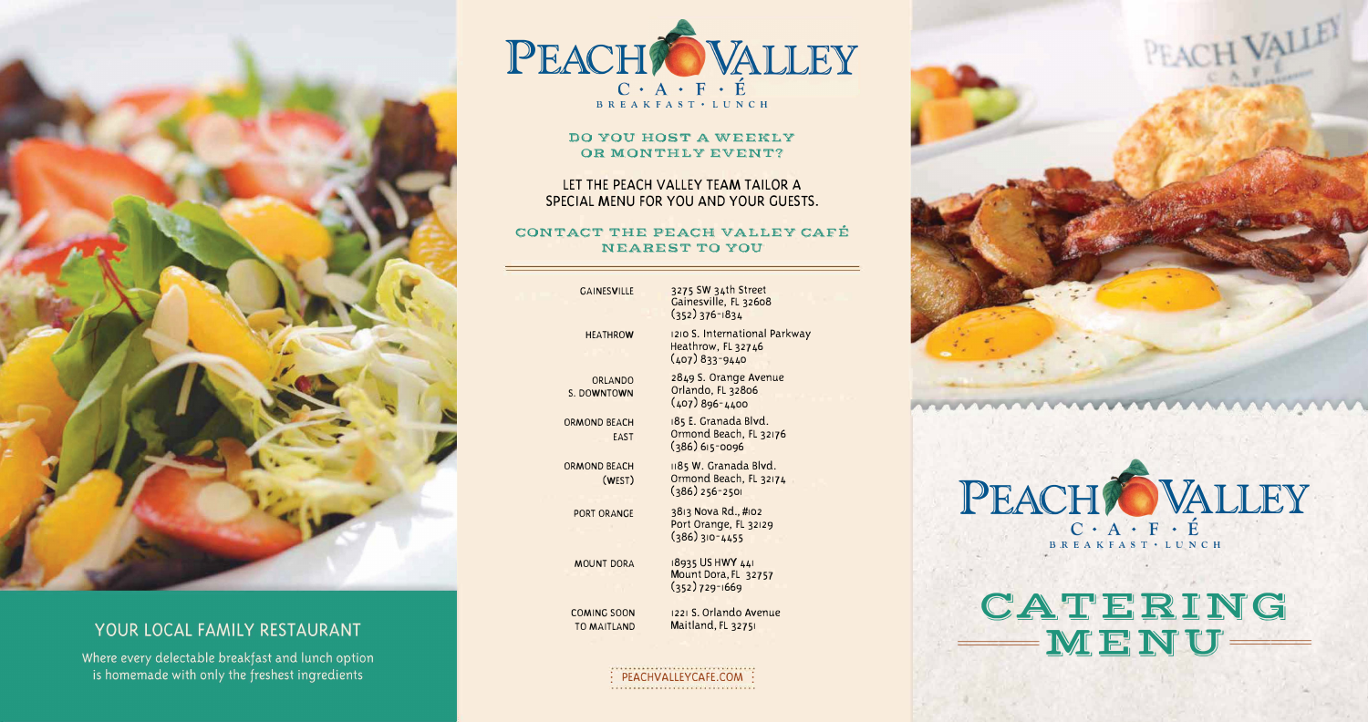## YOUR LOCAL FAMILY RESTAURANT

*Where every delectable breakfast and lunch option is homemade with only the freshest ingredients*

# PEACH VALLEY CAFÉ

BREAKFAST • LUNCH

### DO YOU HOST A WEEKLY OR MONTHLY EVENT?

LET THE PEACH VALLEY TEAM TAILOR A SPECIAL MENU FOR YOU AND YOUR GUESTS.

### CONTACT THE PEACH VALLEY CAFÉ NEAREST TO YOU

| | |
|---|---|
| GAINESVILLE | 3275 SW 34th Street<br>Gainesville, FL 32608<br>(352) 376-1834 |
| HEATHROW | 1210 S. International Parkway<br>Heathrow, FL 32746<br>(407) 833-9440 |
| ORLANDO S. DOWNTOWN | 2849 S. Orange Avenue<br>Orlando, FL 32806<br>(407) 896-4400 |
| ORMOND BEACH EAST | 185 E. Granada Blvd.<br>Ormond Beach, FL 32176<br>(386) 615-0096 |
| ORMOND BEACH (WEST) | 1185 W. Granada Blvd.<br>Ormond Beach, FL 32174<br>(386) 256-2501 |
| PORT ORANGE | 3813 Nova Rd., #102<br>Port Orange, FL 32129<br>(386) 310-4455 |
| MOUNT DORA | 18935 US HWY 441<br>Mount Dora, FL 32757<br>(352) 729-1669 |
| COMING SOON TO MAITLAND | 1221 S. Orlando Avenue<br>Maitland, FL 32751 |

PEACHVALLEYCAFE.COM

# PEACH VALLEY CAFÉ

BREAKFAST • LUNCH

# CATERING MENU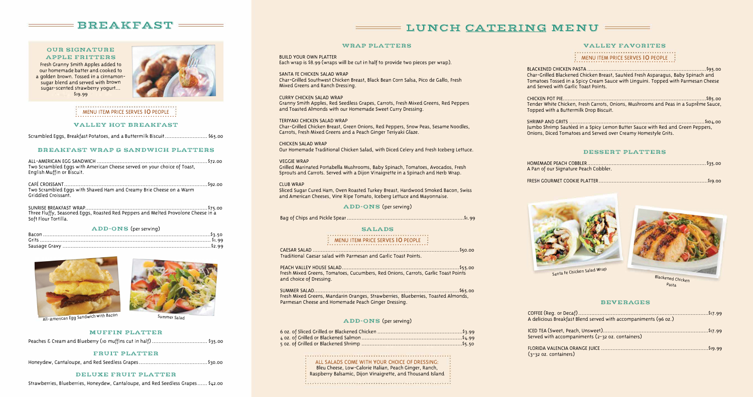# BREAKFAST

### OUR SIGNATURE APPLE FRITTERS

Fresh Granny Smith Apples added to our homemade batter and cooked to a golden brown. Tossed in a cinnamon-sugar blend and served with brown sugar-scented strawberry yogurt... $19.99

MENU ITEM PRICE SERVES 10 PEOPLE

## VALLEY HOT BREAKFAST

Scrambled Eggs, Breakfast Potatoes, and a Buttermilk Biscuit.......................... $65.00

## BREAKFAST WRAP & SANDWICH PLATTERS

ALL-AMERICAN EGG SANDWICH .......................................................... $72.00
Two Scrambled Eggs with American Cheese served on your choice of Toast, English Muffin or Biscuit.

CAFÉ CROISSANT .......................................................... $92.00
Two Scrambled Eggs with Shaved Ham and Creamy Brie Cheese on a Warm Griddled Croissant.

SUNRISE BREAKFAST WRAP .......................................................... $75.00
Three Fluffy, Seasoned Eggs, Roasted Red Peppers and Melted Provolone Cheese in a Soft Flour Tortilla.

### ADD-ONS (per serving)

Bacon .......................................................... $3.50
Grits .......................................................... $1.99
Sausage Gravy .......................................................... $2.99

All-American Egg Sandwich with Bacon

Summer Salad

## MUFFIN PLATTER

Peaches & Cream and Blueberry (10 muffins cut in half) .................................. $35.00

## FRUIT PLATTER

Honeydew, Cantaloupe, and Red Seedless Grapes .......................................... $30.00

## DELUXE FRUIT PLATTER

Strawberries, Blueberries, Honeydew, Cantaloupe, and Red Seedless Grapes ...... $42.00

# LUNCH CATERING MENU

## WRAP PLATTERS

BUILD YOUR OWN PLATTER
Each wrap is $8.99 (wraps will be cut in half to provide two pieces per wrap).

SANTA FE CHICKEN SALAD WRAP
Char-Grilled Southwest Chicken Breast, Black Bean Corn Salsa, Pico de Gallo, Fresh Mixed Greens and Ranch Dressing.

CURRY CHICKEN SALAD WRAP
Granny Smith Apples, Red Seedless Grapes, Carrots, Fresh Mixed Greens, Red Peppers and Toasted Almonds with our Homemade Sweet Curry Dressing.

TERIYAKI CHICKEN SALAD WRAP
Char-Grilled Chicken Breast, Green Onions, Red Peppers, Snow Peas, Sesame Noodles, Carrots, Fresh Mixed Greens and a Peach Ginger Teriyaki Glaze.

CHICKEN SALAD WRAP
Our Homemade Traditional Chicken Salad, with Diced Celery and Fresh Iceberg Lettuce.

VEGGIE WRAP
Grilled Marinated Portabella Mushrooms, Baby Spinach, Tomatoes, Avocados, Fresh Sprouts and Carrots. Served with a Dijon Vinaigrette in a Spinach and Herb Wrap.

CLUB WRAP
Sliced Sugar Cured Ham, Oven Roasted Turkey Breast, Hardwood Smoked Bacon, Swiss and American Cheeses, Vine Ripe Tomato, Iceberg Lettuce and Mayonnaise.

### ADD-ONS (per serving)

Bag of Chips and Pickle Spear .......................................................... $1.99

## SALADS

MENU ITEM PRICE SERVES 10 PEOPLE

CAESAR SALAD .......................................................... $50.00
Traditional Caesar salad with Parmesan and Garlic Toast Points.

PEACH VALLEY HOUSE SALAD .......................................................... $55.00
Fresh Mixed Greens, Tomatoes, Cucumbers, Red Onions, Carrots, Garlic Toast Points and choice of Dressing.

SUMMER SALAD .......................................................... $65.00
Fresh Mixed Greens, Mandarin Oranges, Strawberries, Blueberries, Toasted Almonds, Parmesan Cheese and Homemade Peach Ginger Dressing.

### ADD-ONS (per serving)

6 oz. of Sliced Grilled or Blackened Chicken .......................................... $3.99
4 oz. of Grilled or Blackened Salmon .......................................... $4.99
5 oz. of Grilled or Blackened Shrimp .......................................... $5.50

ALL SALADS COME WITH YOUR CHOICE OF DRESSING:
Bleu Cheese, Low-Calorie Italian, Peach Ginger, Ranch, Raspberry Balsamic, Dijon Vinaigrette, and Thousand Island

## VALLEY FAVORITES

MENU ITEM PRICE SERVES 10 PEOPLE

BLACKENED CHICKEN PASTA .......................................................... $95.00
Char-Grilled Blackened Chicken Breast, Sautéed Fresh Asparagus, Baby Spinach and Tomatoes Tossed in a Spicy Cream Sauce with Linguini. Topped with Parmesan Cheese and Served with Garlic Toast Points.

CHICKEN POT PIE .......................................................... $85.00
Tender White Chicken, Fresh Carrots, Onions, Mushrooms and Peas in a Suprême Sauce, Topped with a Buttermilk Drop Biscuit.

SHRIMP AND GRITS .......................................................... $104.00
Jumbo Shrimp Sautéed in a Spicy Lemon Butter Sauce with Red and Green Peppers, Onions, Diced Tomatoes and Served over Creamy Homestyle Grits.

## DESSERT PLATTERS

HOMEMADE PEACH COBBLER .......................................................... $35.00
A Pan of our Signature Peach Cobbler.

FRESH GOURMET COOKIE PLATTER .......................................................... $19.00

Santa Fe Chicken Salad Wrap

Blackened Chicken Pasta

## BEVERAGES

COFFEE (Reg. or Decaf) .......................................................... $17.99
A delicious Breakfast Blend served with accompaniments (96 oz.)

ICED TEA (Sweet, Peach, Unsweet) .......................................................... $17.99
Served with accompaniments (2-32 oz. containers)

FLORIDA VALENCIA ORANGE JUICE .......................................................... $19.99
(3-32 oz. containers)